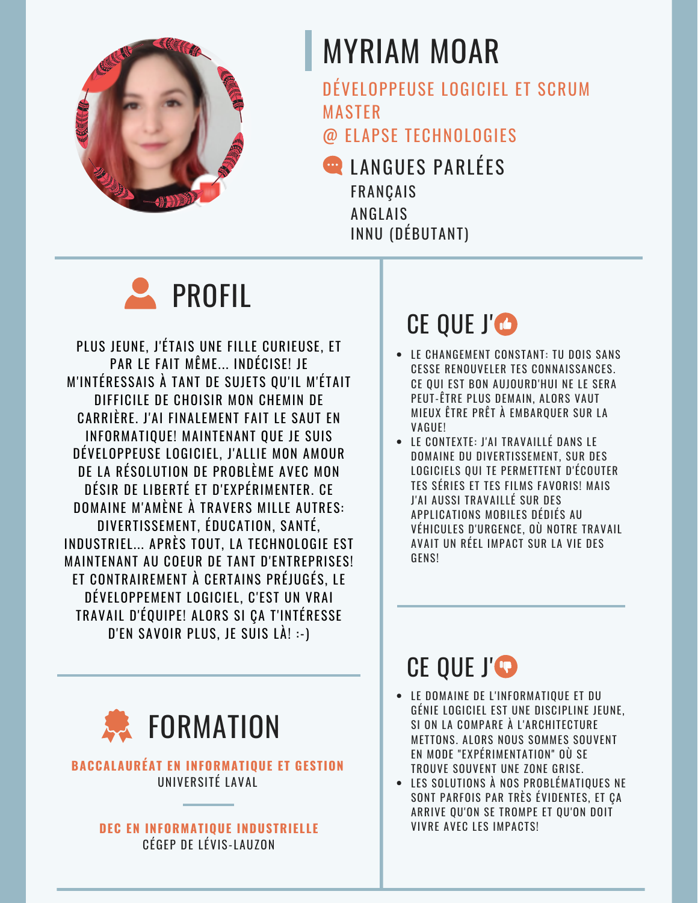# MYRIAM MOAR

DÉVELOPPEUSE LOGICIEL ET SCRUM MASTER
@ ELAPSE TECHNOLOGIES

## LANGUES PARLÉES

FRANÇAIS
ANGLAIS
INNU (DÉBUTANT)

## PROFIL

PLUS JEUNE, J'ÉTAIS UNE FILLE CURIEUSE, ET PAR LE FAIT MÊME... INDÉCISE! JE M'INTÉRESSAIS À TANT DE SUJETS QU'IL M'ÉTAIT DIFFICILE DE CHOISIR MON CHEMIN DE CARRIÈRE. J'AI FINALEMENT FAIT LE SAUT EN INFORMATIQUE! MAINTENANT QUE JE SUIS DÉVELOPPEUSE LOGICIEL, J'ALLIE MON AMOUR DE LA RÉSOLUTION DE PROBLÈME AVEC MON DÉSIR DE LIBERTÉ ET D'EXPÉRIMENTER. CE DOMAINE M'AMÈNE À TRAVERS MILLE AUTRES: DIVERTISSEMENT, ÉDUCATION, SANTÉ, INDUSTRIEL... APRÈS TOUT, LA TECHNOLOGIE EST MAINTENANT AU COEUR DE TANT D'ENTREPRISES! ET CONTRAIREMENT À CERTAINS PRÉJUGÉS, LE DÉVELOPPEMENT LOGICIEL, C'EST UN VRAI TRAVAIL D'ÉQUIPE! ALORS SI ÇA T'INTÉRESSE D'EN SAVOIR PLUS, JE SUIS LÀ! :-)

## FORMATION

**BACCALAURÉAT EN INFORMATIQUE ET GESTION**
UNIVERSITÉ LAVAL

**DEC EN INFORMATIQUE INDUSTRIELLE**
CÉGEP DE LÉVIS-LAUZON

## CE QUE J'👍

- LE CHANGEMENT CONSTANT: TU DOIS SANS CESSE RENOUVELER TES CONNAISSANCES. CE QUI EST BON AUJOURD'HUI NE LE SERA PEUT-ÊTRE PLUS DEMAIN, ALORS VAUT MIEUX ÊTRE PRÊT À EMBARQUER SUR LA VAGUE!
- LE CONTEXTE: J'AI TRAVAILLÉ DANS LE DOMAINE DU DIVERTISSEMENT, SUR DES LOGICIELS QUI TE PERMETTENT D'ÉCOUTER TES SÉRIES ET TES FILMS FAVORIS! MAIS J'AI AUSSI TRAVAILLÉ SUR DES APPLICATIONS MOBILES DÉDIÉS AU VÉHICULES D'URGENCE, OÙ NOTRE TRAVAIL AVAIT UN RÉEL IMPACT SUR LA VIE DES GENS!

## CE QUE J'👎

- LE DOMAINE DE L'INFORMATIQUE ET DU GÉNIE LOGICIEL EST UNE DISCIPLINE JEUNE, SI ON LA COMPARE À L'ARCHITECTURE METTONS. ALORS NOUS SOMMES SOUVENT EN MODE "EXPÉRIMENTATION" OÙ SE TROUVE SOUVENT UNE ZONE GRISE.
- LES SOLUTIONS À NOS PROBLÉMATIQUES NE SONT PARFOIS PAR TRÈS ÉVIDENTES, ET ÇA ARRIVE QU'ON SE TROMPE ET QU'ON DOIT VIVRE AVEC LES IMPACTS!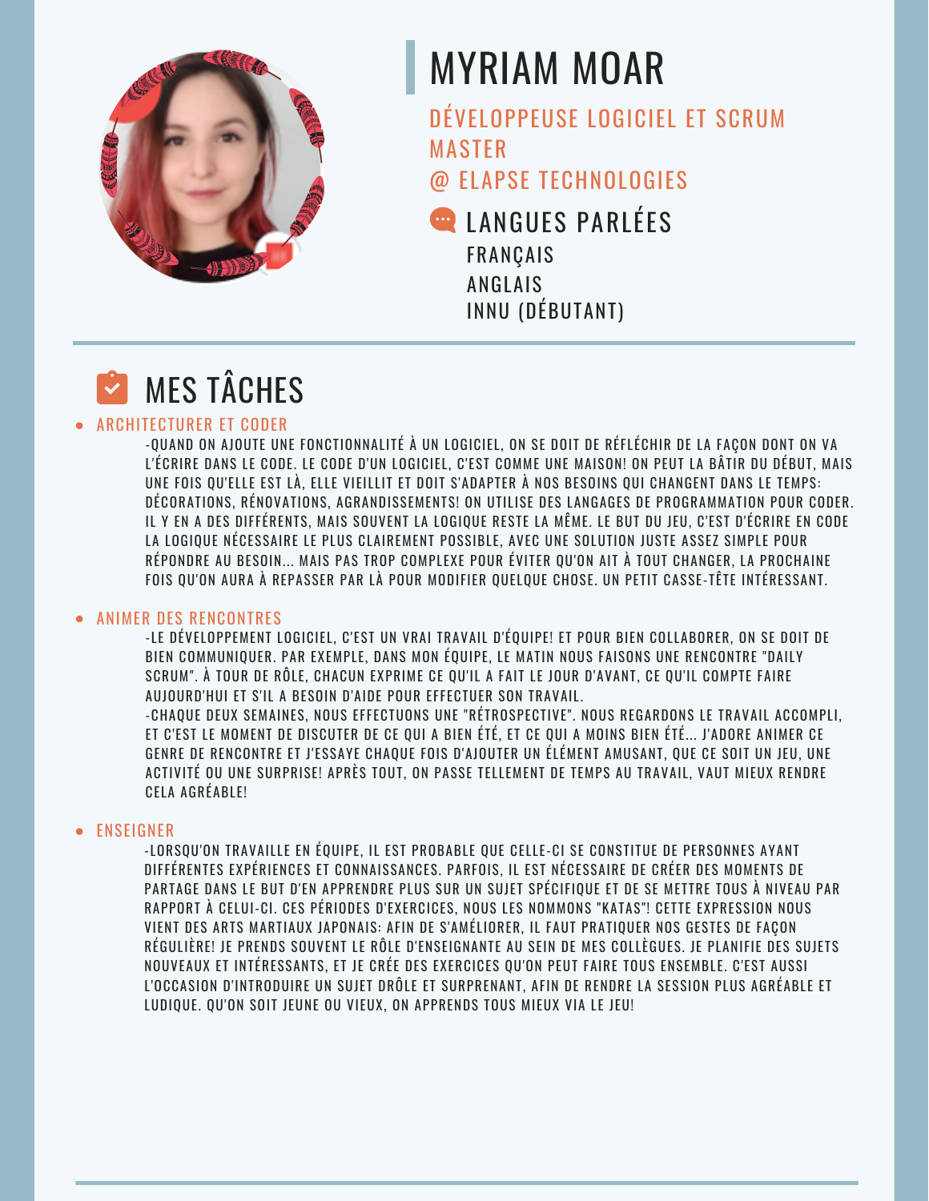# MYRIAM MOAR

DÉVELOPPEUSE LOGICIEL ET SCRUM MASTER
@ ELAPSE TECHNOLOGIES

## LANGUES PARLÉES

FRANÇAIS
ANGLAIS
INNU (DÉBUTANT)

## MES TÂCHES

- ARCHITECTURER ET CODER

  -QUAND ON AJOUTE UNE FONCTIONNALITÉ À UN LOGICIEL, ON SE DOIT DE RÉFLÉCHIR DE LA FAÇON DONT ON VA L'ÉCRIRE DANS LE CODE. LE CODE D'UN LOGICIEL, C'EST COMME UNE MAISON! ON PEUT LA BÂTIR DU DÉBUT, MAIS UNE FOIS QU'ELLE EST LÀ, ELLE VIEILLIT ET DOIT S'ADAPTER À NOS BESOINS QUI CHANGENT DANS LE TEMPS: DÉCORATIONS, RÉNOVATIONS, AGRANDISSEMENTS! ON UTILISE DES LANGAGES DE PROGRAMMATION POUR CODER. IL Y EN A DES DIFFÉRENTS, MAIS SOUVENT LA LOGIQUE RESTE LA MÊME. LE BUT DU JEU, C'EST D'ÉCRIRE EN CODE LA LOGIQUE NÉCESSAIRE LE PLUS CLAIREMENT POSSIBLE, AVEC UNE SOLUTION JUSTE ASSEZ SIMPLE POUR RÉPONDRE AU BESOIN... MAIS PAS TROP COMPLEXE POUR ÉVITER QU'ON AIT À TOUT CHANGER, LA PROCHAINE FOIS QU'ON AURA À REPASSER PAR LÀ POUR MODIFIER QUELQUE CHOSE. UN PETIT CASSE-TÊTE INTÉRESSANT.

- ANIMER DES RENCONTRES

  -LE DÉVELOPPEMENT LOGICIEL, C'EST UN VRAI TRAVAIL D'ÉQUIPE! ET POUR BIEN COLLABORER, ON SE DOIT DE BIEN COMMUNIQUER. PAR EXEMPLE, DANS MON ÉQUIPE, LE MATIN NOUS FAISONS UNE RENCONTRE "DAILY SCRUM". À TOUR DE RÔLE, CHACUN EXPRIME CE QU'IL A FAIT LE JOUR D'AVANT, CE QU'IL COMPTE FAIRE AUJOURD'HUI ET S'IL A BESOIN D'AIDE POUR EFFECTUER SON TRAVAIL.

  -CHAQUE DEUX SEMAINES, NOUS EFFECTUONS UNE "RÉTROSPECTIVE". NOUS REGARDONS LE TRAVAIL ACCOMPLI, ET C'EST LE MOMENT DE DISCUTER DE CE QUI A BIEN ÉTÉ, ET CE QUI A MOINS BIEN ÉTÉ... J'ADORE ANIMER CE GENRE DE RENCONTRE ET J'ESSAYE CHAQUE FOIS D'AJOUTER UN ÉLÉMENT AMUSANT, QUE CE SOIT UN JEU, UNE ACTIVITÉ OU UNE SURPRISE! APRÈS TOUT, ON PASSE TELLEMENT DE TEMPS AU TRAVAIL, VAUT MIEUX RENDRE CELA AGRÉABLE!

- ENSEIGNER

  -LORSQU'ON TRAVAILLE EN ÉQUIPE, IL EST PROBABLE QUE CELLE-CI SE CONSTITUE DE PERSONNES AYANT DIFFÉRENTES EXPÉRIENCES ET CONNAISSANCES. PARFOIS, IL EST NÉCESSAIRE DE CRÉER DES MOMENTS DE PARTAGE DANS LE BUT D'EN APPRENDRE PLUS SUR UN SUJET SPÉCIFIQUE ET DE SE METTRE TOUS À NIVEAU PAR RAPPORT À CELUI-CI. CES PÉRIODES D'EXERCICES, NOUS LES NOMMONS "KATAS"! CETTE EXPRESSION NOUS VIENT DES ARTS MARTIAUX JAPONAIS: AFIN DE S'AMÉLIORER, IL FAUT PRATIQUER NOS GESTES DE FAÇON RÉGULIÈRE! JE PRENDS SOUVENT LE RÔLE D'ENSEIGNANTE AU SEIN DE MES COLLÈGUES. JE PLANIFIE DES SUJETS NOUVEAUX ET INTÉRESSANTS, ET JE CRÉE DES EXERCICES QU'ON PEUT FAIRE TOUS ENSEMBLE. C'EST AUSSI L'OCCASION D'INTRODUIRE UN SUJET DRÔLE ET SURPRENANT, AFIN DE RENDRE LA SESSION PLUS AGRÉABLE ET LUDIQUE. QU'ON SOIT JEUNE OU VIEUX, ON APPRENDS TOUS MIEUX VIA LE JEU!